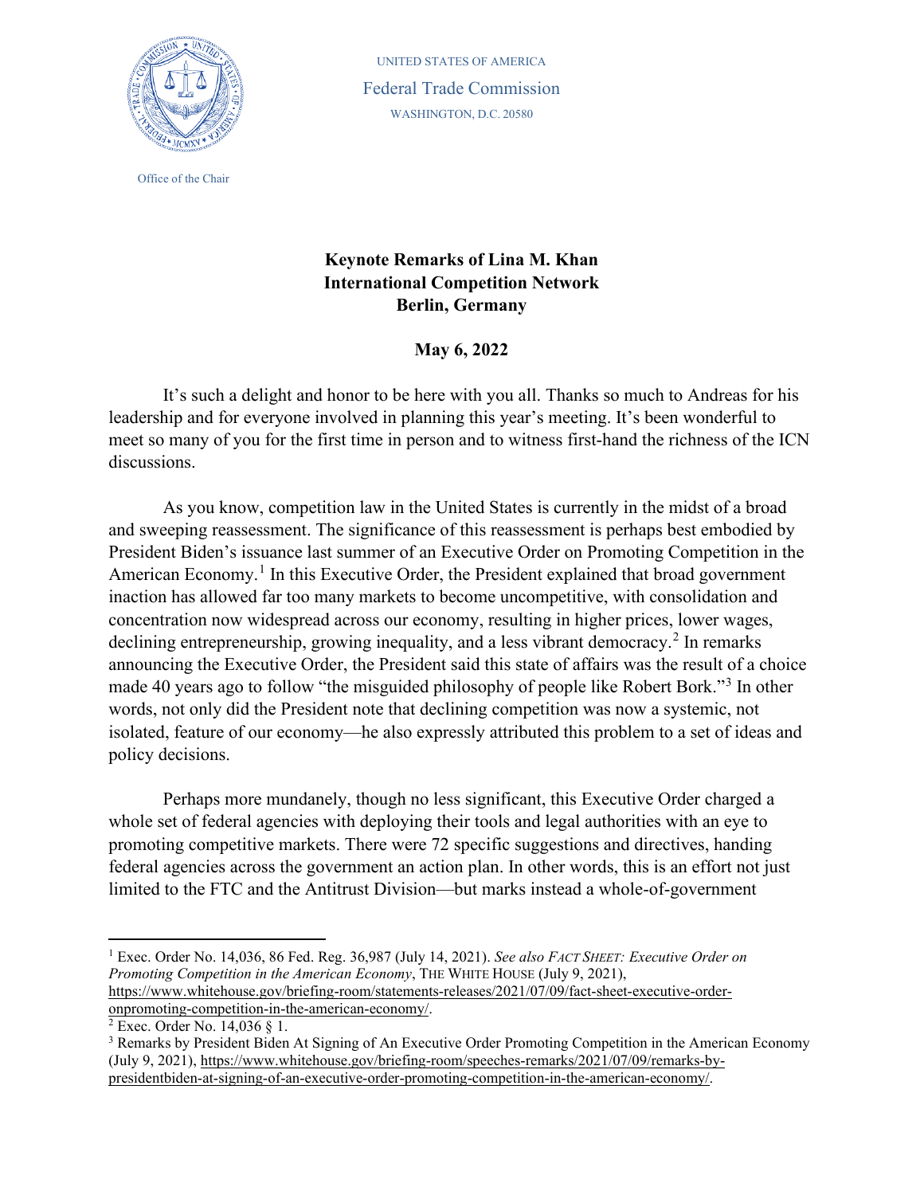UNITED STATES OF AMERICA

Federal Trade Commission

WASHINGTON, D.C. 20580

Office of the Chair

**Keynote Remarks of Lina M. Khan**
**International Competition Network**
**Berlin, Germany**

**May 6, 2022**

It's such a delight and honor to be here with you all. Thanks so much to Andreas for his leadership and for everyone involved in planning this year's meeting. It's been wonderful to meet so many of you for the first time in person and to witness first-hand the richness of the ICN discussions.

As you know, competition law in the United States is currently in the midst of a broad and sweeping reassessment. The significance of this reassessment is perhaps best embodied by President Biden's issuance last summer of an Executive Order on Promoting Competition in the American Economy.[1] In this Executive Order, the President explained that broad government inaction has allowed far too many markets to become uncompetitive, with consolidation and concentration now widespread across our economy, resulting in higher prices, lower wages, declining entrepreneurship, growing inequality, and a less vibrant democracy.[2] In remarks announcing the Executive Order, the President said this state of affairs was the result of a choice made 40 years ago to follow "the misguided philosophy of people like Robert Bork."[3] In other words, not only did the President note that declining competition was now a systemic, not isolated, feature of our economy—he also expressly attributed this problem to a set of ideas and policy decisions.

Perhaps more mundanely, though no less significant, this Executive Order charged a whole set of federal agencies with deploying their tools and legal authorities with an eye to promoting competitive markets. There were 72 specific suggestions and directives, handing federal agencies across the government an action plan. In other words, this is an effort not just limited to the FTC and the Antitrust Division—but marks instead a whole-of-government

---

[1] Exec. Order No. 14,036, 86 Fed. Reg. 36,987 (July 14, 2021). *See also FACT SHEET: Executive Order on Promoting Competition in the American Economy*, THE WHITE HOUSE (July 9, 2021), https://www.whitehouse.gov/briefing-room/statements-releases/2021/07/09/fact-sheet-executive-order-onpromoting-competition-in-the-american-economy/.

[2] Exec. Order No. 14,036 § 1.

[3] Remarks by President Biden At Signing of An Executive Order Promoting Competition in the American Economy (July 9, 2021), https://www.whitehouse.gov/briefing-room/speeches-remarks/2021/07/09/remarks-by-presidentbiden-at-signing-of-an-executive-order-promoting-competition-in-the-american-economy/.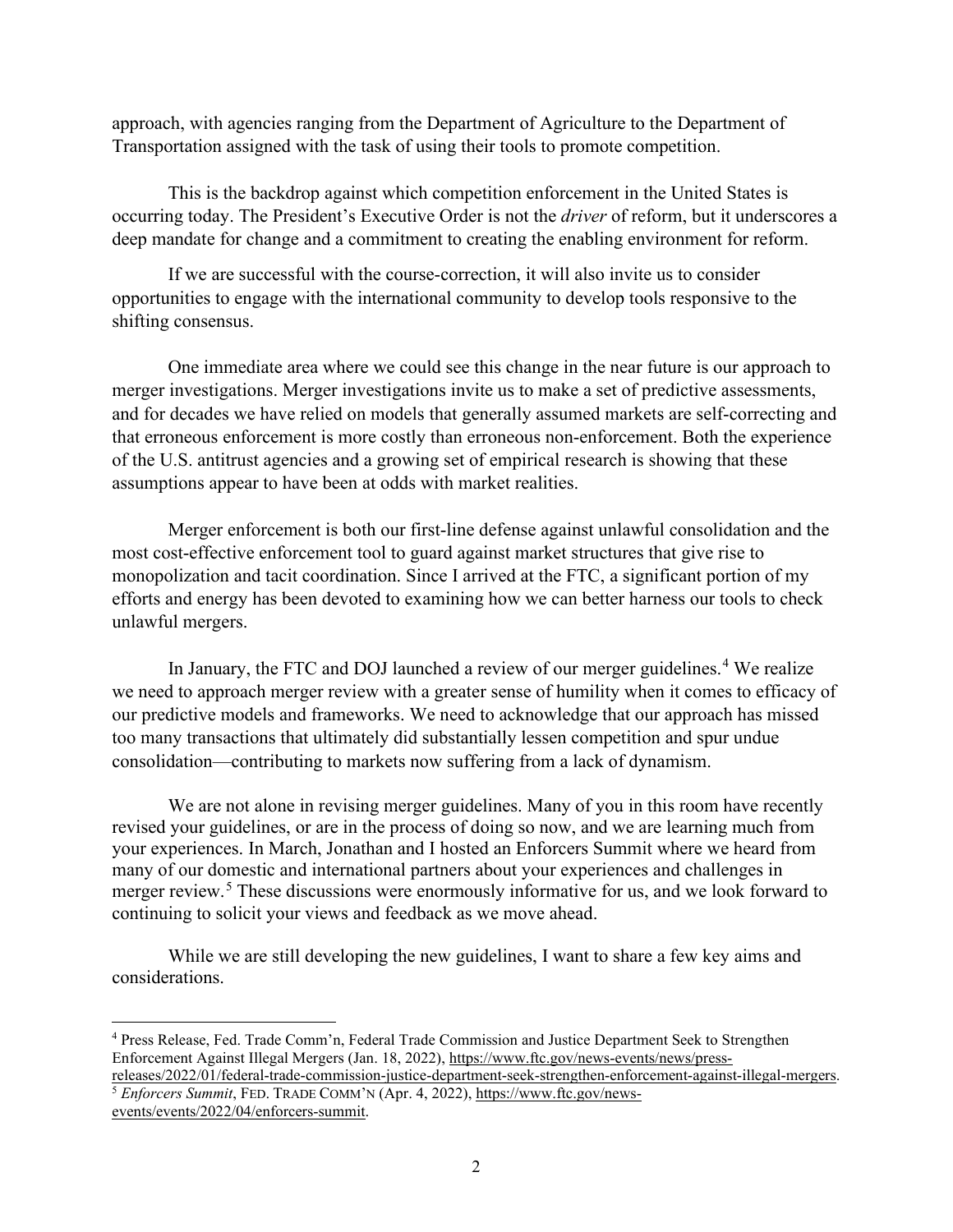approach, with agencies ranging from the Department of Agriculture to the Department of Transportation assigned with the task of using their tools to promote competition.

This is the backdrop against which competition enforcement in the United States is occurring today. The President's Executive Order is not the *driver* of reform, but it underscores a deep mandate for change and a commitment to creating the enabling environment for reform.

If we are successful with the course-correction, it will also invite us to consider opportunities to engage with the international community to develop tools responsive to the shifting consensus.

One immediate area where we could see this change in the near future is our approach to merger investigations. Merger investigations invite us to make a set of predictive assessments, and for decades we have relied on models that generally assumed markets are self-correcting and that erroneous enforcement is more costly than erroneous non-enforcement. Both the experience of the U.S. antitrust agencies and a growing set of empirical research is showing that these assumptions appear to have been at odds with market realities.

Merger enforcement is both our first-line defense against unlawful consolidation and the most cost-effective enforcement tool to guard against market structures that give rise to monopolization and tacit coordination. Since I arrived at the FTC, a significant portion of my efforts and energy has been devoted to examining how we can better harness our tools to check unlawful mergers.

In January, the FTC and DOJ launched a review of our merger guidelines.[4] We realize we need to approach merger review with a greater sense of humility when it comes to efficacy of our predictive models and frameworks. We need to acknowledge that our approach has missed too many transactions that ultimately did substantially lessen competition and spur undue consolidation—contributing to markets now suffering from a lack of dynamism.

We are not alone in revising merger guidelines. Many of you in this room have recently revised your guidelines, or are in the process of doing so now, and we are learning much from your experiences. In March, Jonathan and I hosted an Enforcers Summit where we heard from many of our domestic and international partners about your experiences and challenges in merger review.[5] These discussions were enormously informative for us, and we look forward to continuing to solicit your views and feedback as we move ahead.

While we are still developing the new guidelines, I want to share a few key aims and considerations.

---

[4] Press Release, Fed. Trade Comm'n, Federal Trade Commission and Justice Department Seek to Strengthen Enforcement Against Illegal Mergers (Jan. 18, 2022), https://www.ftc.gov/news-events/news/press-releases/2022/01/federal-trade-commission-justice-department-seek-strengthen-enforcement-against-illegal-mergers.

[5] *Enforcers Summit*, FED. TRADE COMM'N (Apr. 4, 2022), https://www.ftc.gov/news-events/events/2022/04/enforcers-summit.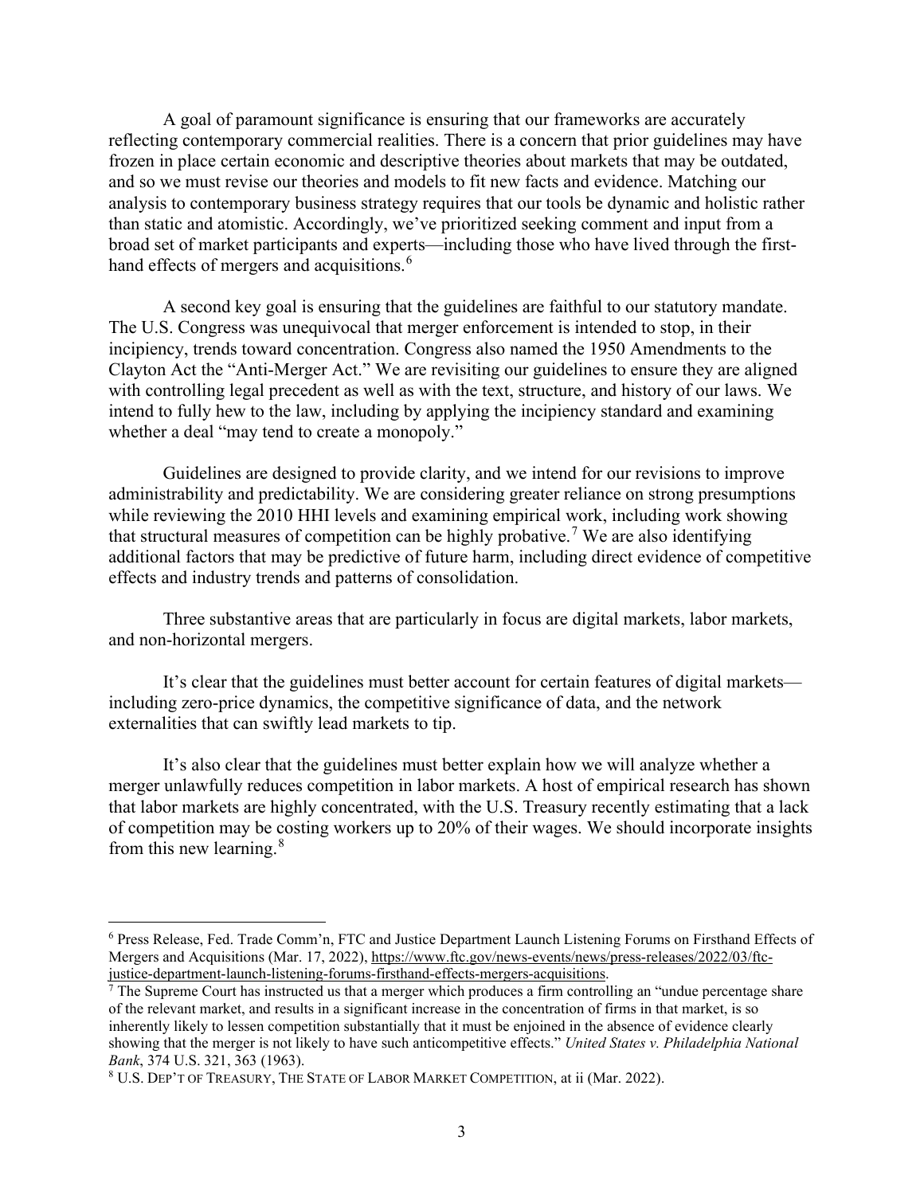A goal of paramount significance is ensuring that our frameworks are accurately reflecting contemporary commercial realities. There is a concern that prior guidelines may have frozen in place certain economic and descriptive theories about markets that may be outdated, and so we must revise our theories and models to fit new facts and evidence. Matching our analysis to contemporary business strategy requires that our tools be dynamic and holistic rather than static and atomistic. Accordingly, we've prioritized seeking comment and input from a broad set of market participants and experts—including those who have lived through the first-hand effects of mergers and acquisitions.[6]

A second key goal is ensuring that the guidelines are faithful to our statutory mandate. The U.S. Congress was unequivocal that merger enforcement is intended to stop, in their incipiency, trends toward concentration. Congress also named the 1950 Amendments to the Clayton Act the "Anti-Merger Act." We are revisiting our guidelines to ensure they are aligned with controlling legal precedent as well as with the text, structure, and history of our laws. We intend to fully hew to the law, including by applying the incipiency standard and examining whether a deal "may tend to create a monopoly."

Guidelines are designed to provide clarity, and we intend for our revisions to improve administrability and predictability. We are considering greater reliance on strong presumptions while reviewing the 2010 HHI levels and examining empirical work, including work showing that structural measures of competition can be highly probative.[7] We are also identifying additional factors that may be predictive of future harm, including direct evidence of competitive effects and industry trends and patterns of consolidation.

Three substantive areas that are particularly in focus are digital markets, labor markets, and non-horizontal mergers.

It's clear that the guidelines must better account for certain features of digital markets—including zero-price dynamics, the competitive significance of data, and the network externalities that can swiftly lead markets to tip.

It's also clear that the guidelines must better explain how we will analyze whether a merger unlawfully reduces competition in labor markets. A host of empirical research has shown that labor markets are highly concentrated, with the U.S. Treasury recently estimating that a lack of competition may be costing workers up to 20% of their wages. We should incorporate insights from this new learning.[8]

---

[6] Press Release, Fed. Trade Comm'n, FTC and Justice Department Launch Listening Forums on Firsthand Effects of Mergers and Acquisitions (Mar. 17, 2022), https://www.ftc.gov/news-events/news/press-releases/2022/03/ftc-justice-department-launch-listening-forums-firsthand-effects-mergers-acquisitions.

[7] The Supreme Court has instructed us that a merger which produces a firm controlling an "undue percentage share of the relevant market, and results in a significant increase in the concentration of firms in that market, is so inherently likely to lessen competition substantially that it must be enjoined in the absence of evidence clearly showing that the merger is not likely to have such anticompetitive effects." *United States v. Philadelphia National Bank*, 374 U.S. 321, 363 (1963).

[8] U.S. DEP'T OF TREASURY, THE STATE OF LABOR MARKET COMPETITION, at ii (Mar. 2022).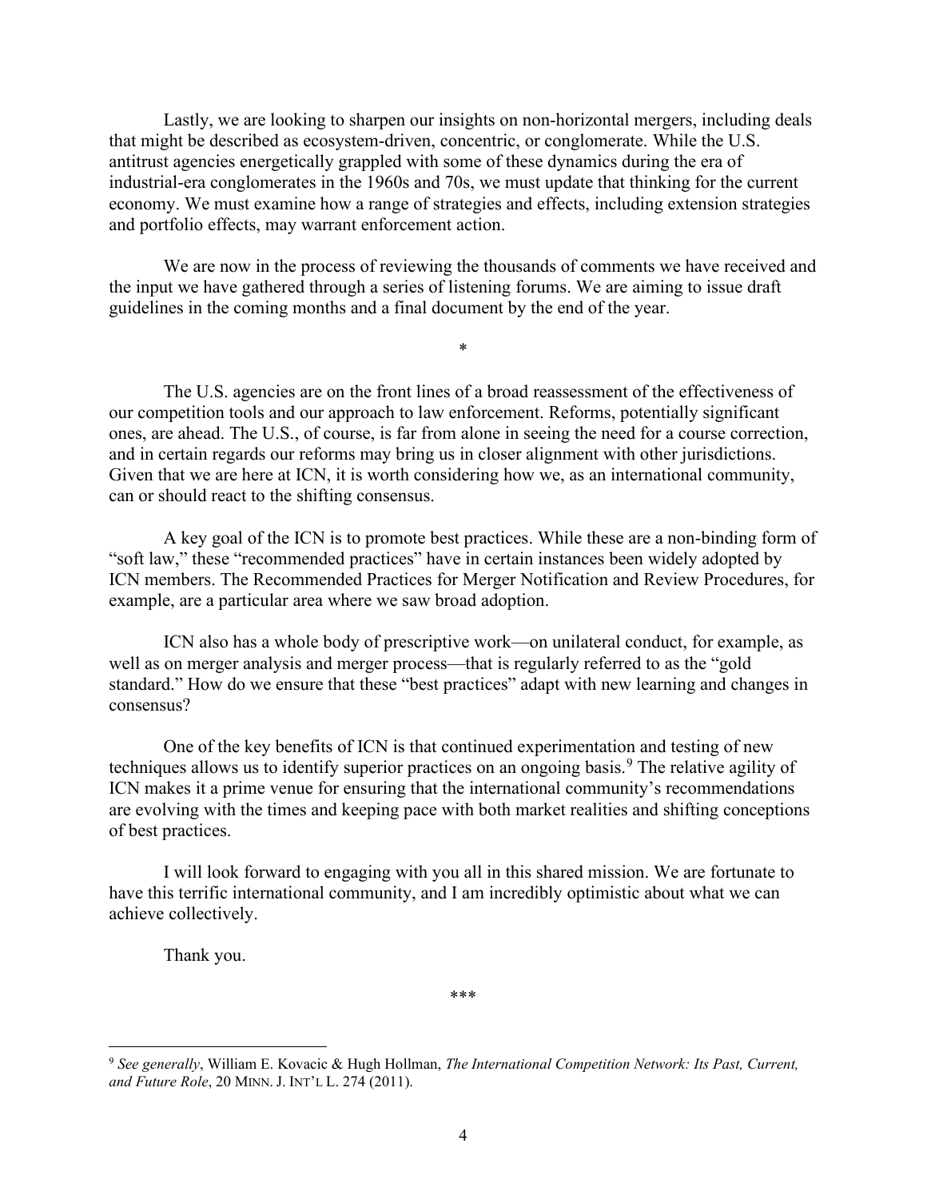Lastly, we are looking to sharpen our insights on non-horizontal mergers, including deals that might be described as ecosystem-driven, concentric, or conglomerate. While the U.S. antitrust agencies energetically grappled with some of these dynamics during the era of industrial-era conglomerates in the 1960s and 70s, we must update that thinking for the current economy. We must examine how a range of strategies and effects, including extension strategies and portfolio effects, may warrant enforcement action.

We are now in the process of reviewing the thousands of comments we have received and the input we have gathered through a series of listening forums. We are aiming to issue draft guidelines in the coming months and a final document by the end of the year.

*

The U.S. agencies are on the front lines of a broad reassessment of the effectiveness of our competition tools and our approach to law enforcement. Reforms, potentially significant ones, are ahead. The U.S., of course, is far from alone in seeing the need for a course correction, and in certain regards our reforms may bring us in closer alignment with other jurisdictions. Given that we are here at ICN, it is worth considering how we, as an international community, can or should react to the shifting consensus.

A key goal of the ICN is to promote best practices. While these are a non-binding form of "soft law," these "recommended practices" have in certain instances been widely adopted by ICN members. The Recommended Practices for Merger Notification and Review Procedures, for example, are a particular area where we saw broad adoption.

ICN also has a whole body of prescriptive work—on unilateral conduct, for example, as well as on merger analysis and merger process—that is regularly referred to as the "gold standard." How do we ensure that these "best practices" adapt with new learning and changes in consensus?

One of the key benefits of ICN is that continued experimentation and testing of new techniques allows us to identify superior practices on an ongoing basis.[9] The relative agility of ICN makes it a prime venue for ensuring that the international community's recommendations are evolving with the times and keeping pace with both market realities and shifting conceptions of best practices.

I will look forward to engaging with you all in this shared mission. We are fortunate to have this terrific international community, and I am incredibly optimistic about what we can achieve collectively.

Thank you.

***

[9] *See generally*, William E. Kovacic & Hugh Hollman, *The International Competition Network: Its Past, Current, and Future Role*, 20 MINN. J. INT'L L. 274 (2011).